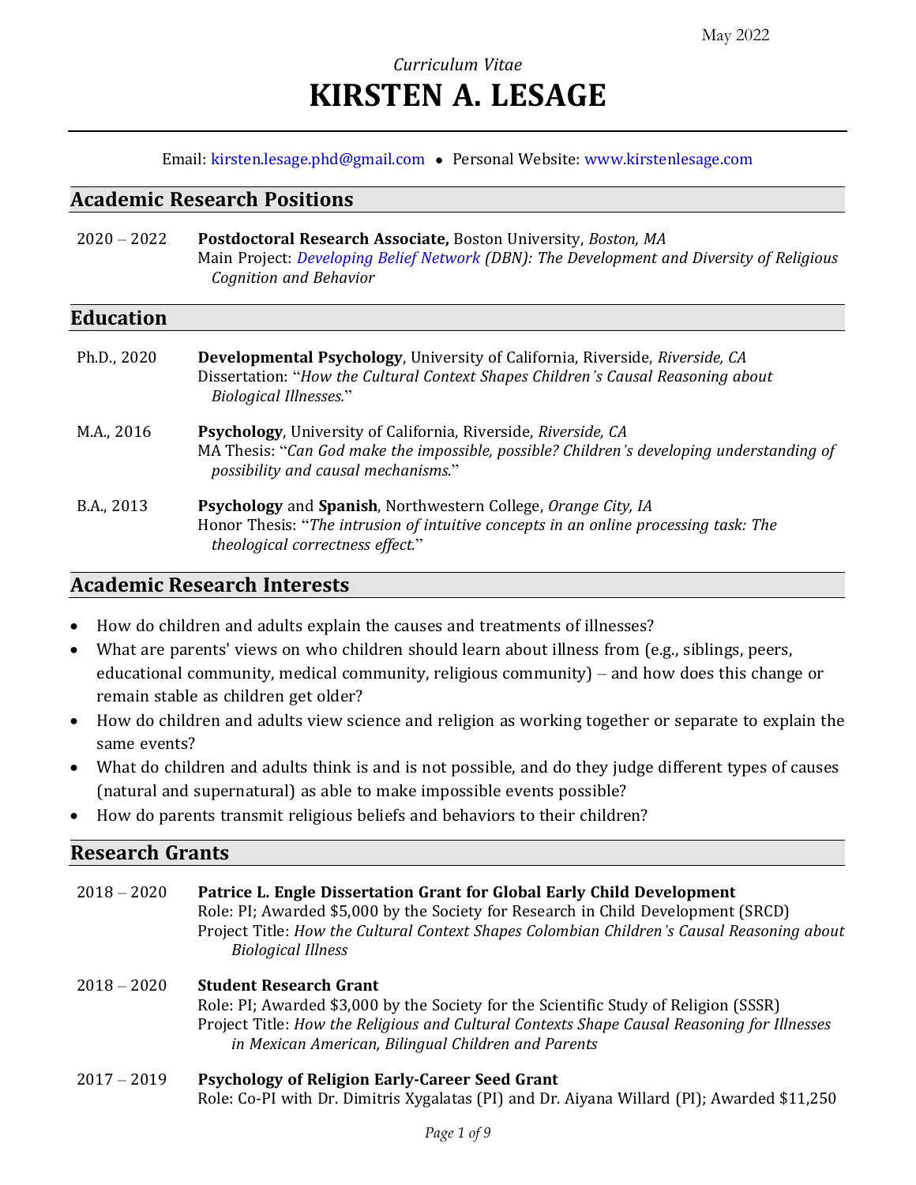May 2022

*Curriculum Vitae*

# KIRSTEN A. LESAGE

Email: kirsten.lesage.phd@gmail.com • Personal Website: www.kirstenlesage.com

## Academic Research Positions

2020 – 2022 **Postdoctoral Research Associate,** Boston University, *Boston, MA*
Main Project: *Developing Belief Network (DBN): The Development and Diversity of Religious Cognition and Behavior*

## Education

Ph.D., 2020 **Developmental Psychology**, University of California, Riverside, *Riverside, CA*
Dissertation: "*How the Cultural Context Shapes Children's Causal Reasoning about Biological Illnesses.*"

M.A., 2016 **Psychology**, University of California, Riverside, *Riverside, CA*
MA Thesis: "*Can God make the impossible, possible? Children's developing understanding of possibility and causal mechanisms.*"

B.A., 2013 **Psychology** and **Spanish**, Northwestern College, *Orange City, IA*
Honor Thesis: "*The intrusion of intuitive concepts in an online processing task: The theological correctness effect.*"

## Academic Research Interests

- How do children and adults explain the causes and treatments of illnesses?
- What are parents' views on who children should learn about illness from (e.g., siblings, peers, educational community, medical community, religious community) – and how does this change or remain stable as children get older?
- How do children and adults view science and religion as working together or separate to explain the same events?
- What do children and adults think is and is not possible, and do they judge different types of causes (natural and supernatural) as able to make impossible events possible?
- How do parents transmit religious beliefs and behaviors to their children?

## Research Grants

2018 – 2020 **Patrice L. Engle Dissertation Grant for Global Early Child Development**
Role: PI; Awarded $5,000 by the Society for Research in Child Development (SRCD)
Project Title: *How the Cultural Context Shapes Colombian Children's Causal Reasoning about Biological Illness*

2018 – 2020 **Student Research Grant**
Role: PI; Awarded $3,000 by the Society for the Scientific Study of Religion (SSSR)
Project Title: *How the Religious and Cultural Contexts Shape Causal Reasoning for Illnesses in Mexican American, Bilingual Children and Parents*

2017 – 2019 **Psychology of Religion Early-Career Seed Grant**
Role: Co-PI with Dr. Dimitris Xygalatas (PI) and Dr. Aiyana Willard (PI); Awarded $11,250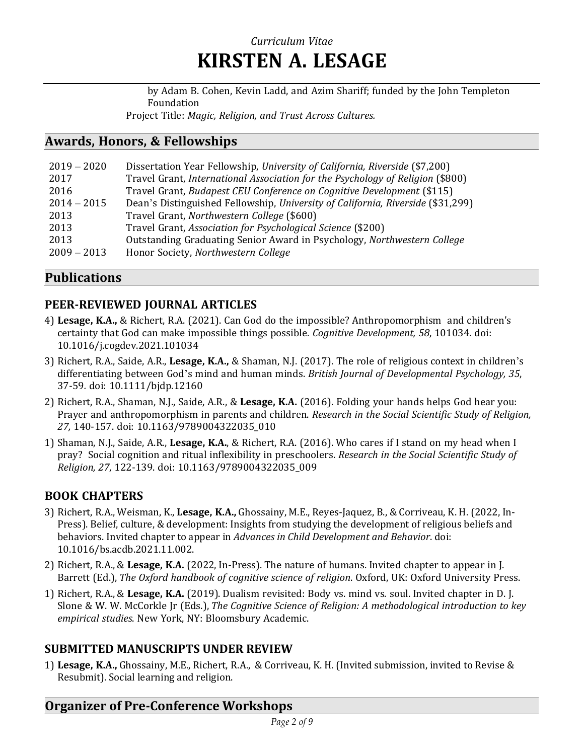by Adam B. Cohen, Kevin Ladd, and Azim Shariff; funded by the John Templeton Foundation

Project Title: *Magic, Religion, and Trust Across Cultures.*

## Awards, Honors, & Fellowships

| | |
|---|---|
| 2019 – 2020 | Dissertation Year Fellowship, *University of California, Riverside* ($7,200) |
| 2017 | Travel Grant, *International Association for the Psychology of Religion* ($800) |
| 2016 | Travel Grant, *Budapest CEU Conference on Cognitive Development* ($115) |
| 2014 – 2015 | Dean's Distinguished Fellowship, *University of California, Riverside* ($31,299) |
| 2013 | Travel Grant, *Northwestern College* ($600) |
| 2013 | Travel Grant, *Association for Psychological Science* ($200) |
| 2013 | Outstanding Graduating Senior Award in Psychology, *Northwestern College* |
| 2009 – 2013 | Honor Society, *Northwestern College* |

## Publications

### PEER-REVIEWED JOURNAL ARTICLES

4) **Lesage, K.A.,** & Richert, R.A. (2021). Can God do the impossible? Anthropomorphism and children's certainty that God can make impossible things possible. *Cognitive Development, 58*, 101034. doi: 10.1016/j.cogdev.2021.101034

3) Richert, R.A., Saide, A.R., **Lesage, K.A.,** & Shaman, N.J. (2017). The role of religious context in children's differentiating between God's mind and human minds. *British Journal of Developmental Psychology, 35*, 37-59. doi: 10.1111/bjdp.12160

2) Richert, R.A., Shaman, N.J., Saide, A.R., & **Lesage, K.A.** (2016). Folding your hands helps God hear you: Prayer and anthropomorphism in parents and children. *Research in the Social Scientific Study of Religion, 27,* 140-157. doi: 10.1163/9789004322035_010

1) Shaman, N.J., Saide, A.R., **Lesage, K.A.**, & Richert, R.A. (2016). Who cares if I stand on my head when I pray? Social cognition and ritual inflexibility in preschoolers. *Research in the Social Scientific Study of Religion, 27*, 122-139. doi: 10.1163/9789004322035_009

### BOOK CHAPTERS

3) Richert, R.A., Weisman, K., **Lesage, K.A.,** Ghossainy, M.E., Reyes-Jaquez, B., & Corriveau, K. H. (2022, In-Press). Belief, culture, & development: Insights from studying the development of religious beliefs and behaviors. Invited chapter to appear in *Advances in Child Development and Behavior*. doi: 10.1016/bs.acdb.2021.11.002.

2) Richert, R.A., & **Lesage, K.A.** (2022, In-Press). The nature of humans. Invited chapter to appear in J. Barrett (Ed.), *The Oxford handbook of cognitive science of religion*. Oxford, UK: Oxford University Press.

1) Richert, R.A., & **Lesage, K.A.** (2019). Dualism revisited: Body vs. mind vs. soul. Invited chapter in D. J. Slone & W. W. McCorkle Jr (Eds.), *The Cognitive Science of Religion: A methodological introduction to key empirical studies*. New York, NY: Bloomsbury Academic.

### SUBMITTED MANUSCRIPTS UNDER REVIEW

1) **Lesage, K.A.,** Ghossainy, M.E., Richert, R.A., & Corriveau, K. H. (Invited submission, invited to Revise & Resubmit). Social learning and religion.

## Organizer of Pre-Conference Workshops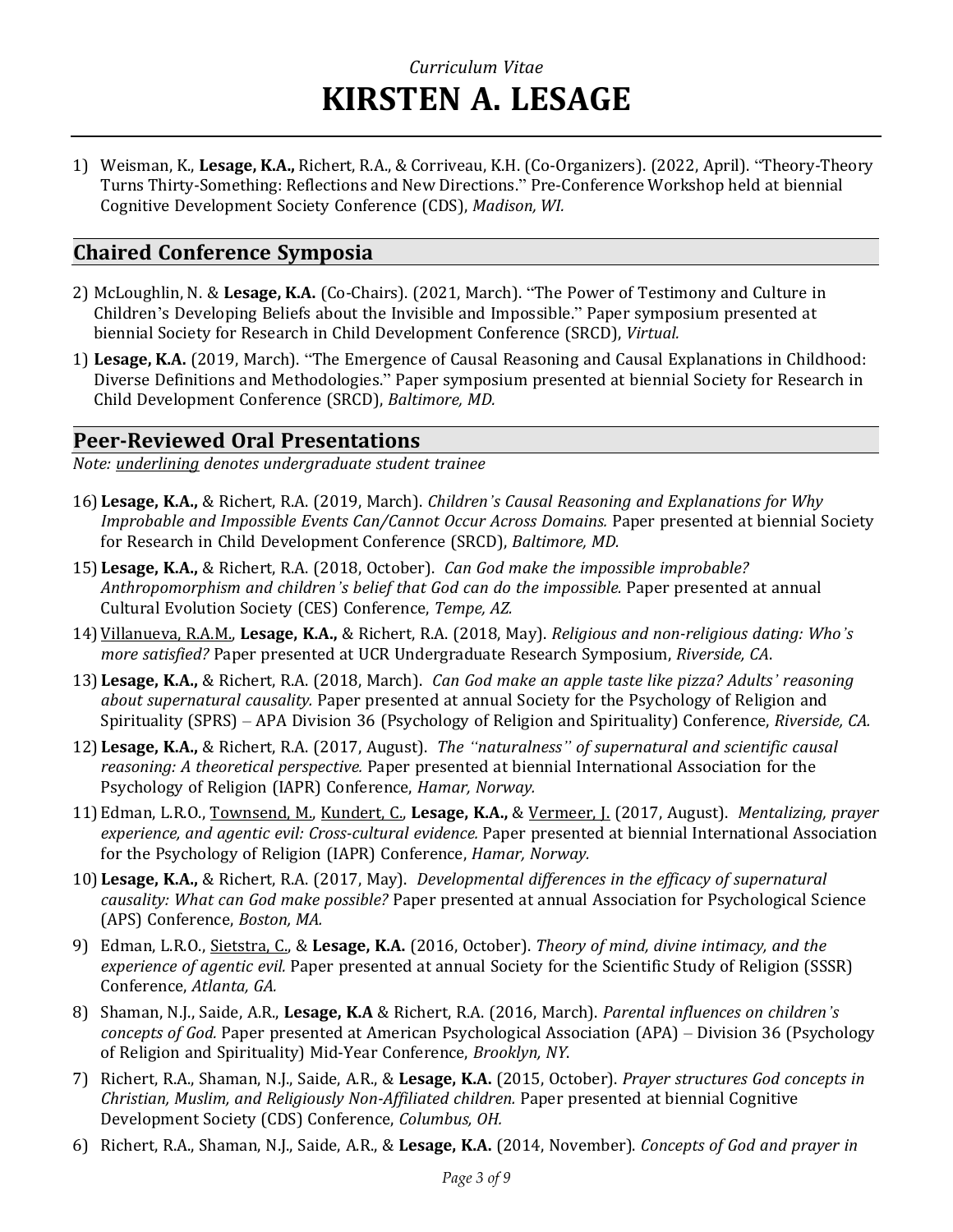1) Weisman, K., **Lesage, K.A.,** Richert, R.A., & Corriveau, K.H. (Co-Organizers). (2022, April). "Theory-Theory Turns Thirty-Something: Reflections and New Directions." Pre-Conference Workshop held at biennial Cognitive Development Society Conference (CDS), *Madison, WI.*

## Chaired Conference Symposia

2) McLoughlin, N. & **Lesage, K.A.** (Co-Chairs). (2021, March). "The Power of Testimony and Culture in Children's Developing Beliefs about the Invisible and Impossible." Paper symposium presented at biennial Society for Research in Child Development Conference (SRCD), *Virtual.*

1) **Lesage, K.A.** (2019, March). "The Emergence of Causal Reasoning and Causal Explanations in Childhood: Diverse Definitions and Methodologies." Paper symposium presented at biennial Society for Research in Child Development Conference (SRCD), *Baltimore, MD.*

## Peer-Reviewed Oral Presentations

*Note: <u>underlining</u> denotes undergraduate student trainee*

16) **Lesage, K.A.,** & Richert, R.A. (2019, March). *Children's Causal Reasoning and Explanations for Why Improbable and Impossible Events Can/Cannot Occur Across Domains.* Paper presented at biennial Society for Research in Child Development Conference (SRCD), *Baltimore, MD.*

15) **Lesage, K.A.,** & Richert, R.A. (2018, October). *Can God make the impossible improbable? Anthropomorphism and children's belief that God can do the impossible.* Paper presented at annual Cultural Evolution Society (CES) Conference, *Tempe, AZ.*

14) <u>Villanueva, R.A.M.</u>, **Lesage, K.A.,** & Richert, R.A. (2018, May). *Religious and non-religious dating: Who's more satisfied?* Paper presented at UCR Undergraduate Research Symposium, *Riverside, CA*.

13) **Lesage, K.A.,** & Richert, R.A. (2018, March). *Can God make an apple taste like pizza? Adults' reasoning about supernatural causality.* Paper presented at annual Society for the Psychology of Religion and Spirituality (SPRS) – APA Division 36 (Psychology of Religion and Spirituality) Conference, *Riverside, CA.*

12) **Lesage, K.A.,** & Richert, R.A. (2017, August). *The "naturalness" of supernatural and scientific causal reasoning: A theoretical perspective.* Paper presented at biennial International Association for the Psychology of Religion (IAPR) Conference, *Hamar, Norway.*

11) Edman, L.R.O., <u>Townsend, M.</u>, <u>Kundert, C.</u>, **Lesage, K.A.,** & <u>Vermeer, J.</u> (2017, August). *Mentalizing, prayer experience, and agentic evil: Cross-cultural evidence.* Paper presented at biennial International Association for the Psychology of Religion (IAPR) Conference, *Hamar, Norway.*

10) **Lesage, K.A.,** & Richert, R.A. (2017, May). *Developmental differences in the efficacy of supernatural causality: What can God make possible?* Paper presented at annual Association for Psychological Science (APS) Conference, *Boston, MA.*

9) Edman, L.R.O., <u>Sietstra, C.</u>, & **Lesage, K.A.** (2016, October). *Theory of mind, divine intimacy, and the experience of agentic evil.* Paper presented at annual Society for the Scientific Study of Religion (SSSR) Conference, *Atlanta, GA.*

8) Shaman, N.J., Saide, A.R., **Lesage, K.A** & Richert, R.A. (2016, March). *Parental influences on children's concepts of God.* Paper presented at American Psychological Association (APA) – Division 36 (Psychology of Religion and Spirituality) Mid-Year Conference, *Brooklyn, NY.*

7) Richert, R.A., Shaman, N.J., Saide, A.R., & **Lesage, K.A.** (2015, October). *Prayer structures God concepts in Christian, Muslim, and Religiously Non-Affiliated children.* Paper presented at biennial Cognitive Development Society (CDS) Conference, *Columbus, OH.*

6) Richert, R.A., Shaman, N.J., Saide, A.R., & **Lesage, K.A.** (2014, November). *Concepts of God and prayer in*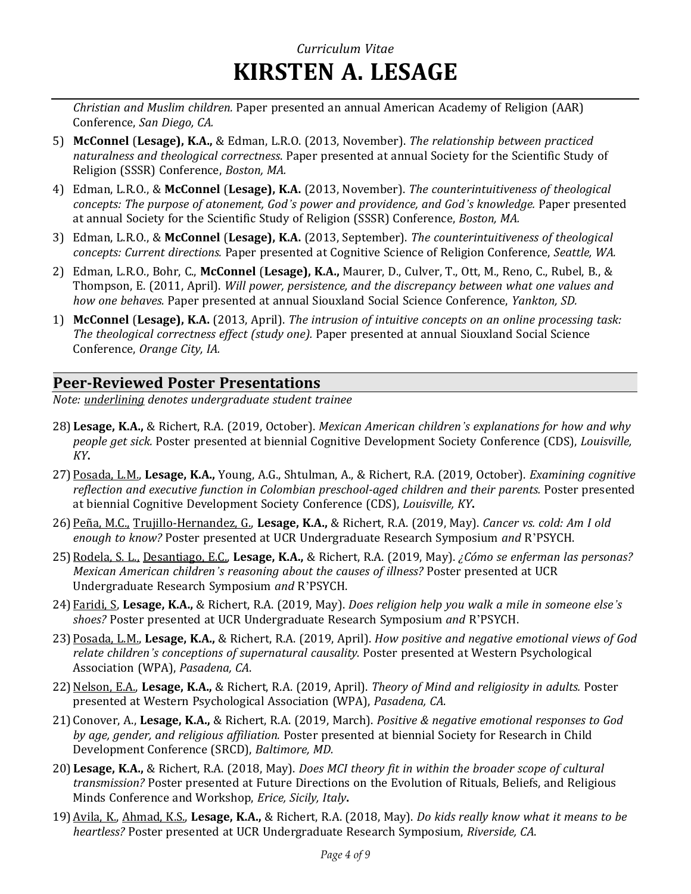*Christian and Muslim children.* Paper presented an annual American Academy of Religion (AAR) Conference, *San Diego, CA.*

5) **McConnel** (**Lesage), K.A.,** & Edman, L.R.O. (2013, November). *The relationship between practiced naturalness and theological correctness*. Paper presented at annual Society for the Scientific Study of Religion (SSSR) Conference, *Boston, MA.*

4) Edman, L.R.O., & **McConnel** (**Lesage), K.A.** (2013, November). *The counterintuitiveness of theological concepts: The purpose of atonement, God's power and providence, and God's knowledge.* Paper presented at annual Society for the Scientific Study of Religion (SSSR) Conference, *Boston, MA.*

3) Edman, L.R.O., & **McConnel** (**Lesage), K.A.** (2013, September). *The counterintuitiveness of theological concepts: Current directions.* Paper presented at Cognitive Science of Religion Conference, *Seattle, WA.*

2) Edman, L.R.O., Bohr, C., **McConnel** (**Lesage), K.A.,** Maurer, D., Culver, T., Ott, M., Reno, C., Rubel, B., & Thompson, E. (2011, April). *Will power, persistence, and the discrepancy between what one values and how one behaves.* Paper presented at annual Siouxland Social Science Conference, *Yankton, SD.*

1) **McConnel** (**Lesage), K.A.** (2013, April). *The intrusion of intuitive concepts on an online processing task: The theological correctness effect (study one).* Paper presented at annual Siouxland Social Science Conference, *Orange City, IA.*

## Peer-Reviewed Poster Presentations

*Note: <u>underlining</u> denotes undergraduate student trainee*

28) **Lesage, K.A.,** & Richert, R.A. (2019, October). *Mexican American children's explanations for how and why people get sick.* Poster presented at biennial Cognitive Development Society Conference (CDS), *Louisville, KY***.**

27) <u>Posada, L.M.</u>, **Lesage, K.A.,** Young, A.G., Shtulman, A., & Richert, R.A. (2019, October). *Examining cognitive reflection and executive function in Colombian preschool-aged children and their parents.* Poster presented at biennial Cognitive Development Society Conference (CDS), *Louisville, KY***.**

26) <u>Peña, M.C.</u>, <u>Trujillo-Hernandez, G.</u>, **Lesage, K.A.,** & Richert, R.A. (2019, May). *Cancer vs. cold: Am I old enough to know?* Poster presented at UCR Undergraduate Research Symposium *and* R'PSYCH.

25) <u>Rodela, S. L.</u>, <u>Desantiago, E.C.</u>, **Lesage, K.A.,** & Richert, R.A. (2019, May). *¿Cómo se enferman las personas? Mexican American children's reasoning about the causes of illness?* Poster presented at UCR Undergraduate Research Symposium *and* R'PSYCH.

24) <u>Faridi, S</u>, **Lesage, K.A.,** & Richert, R.A. (2019, May). *Does religion help you walk a mile in someone else's shoes?* Poster presented at UCR Undergraduate Research Symposium *and* R'PSYCH.

23) <u>Posada, L.M.</u>, **Lesage, K.A.,** & Richert, R.A. (2019, April). *How positive and negative emotional views of God relate children's conceptions of supernatural causality.* Poster presented at Western Psychological Association (WPA), *Pasadena, CA*.

22) <u>Nelson, E.A.</u>, **Lesage, K.A.,** & Richert, R.A. (2019, April). *Theory of Mind and religiosity in adults.* Poster presented at Western Psychological Association (WPA), *Pasadena, CA*.

21) Conover, A., **Lesage, K.A.,** & Richert, R.A. (2019, March). *Positive & negative emotional responses to God by age, gender, and religious affiliation.* Poster presented at biennial Society for Research in Child Development Conference (SRCD), *Baltimore, MD.*

20) **Lesage, K.A.,** & Richert, R.A. (2018, May). *Does MCI theory fit in within the broader scope of cultural transmission?* Poster presented at Future Directions on the Evolution of Rituals, Beliefs, and Religious Minds Conference and Workshop, *Erice, Sicily, Italy***.**

19) <u>Avila, K.</u>, <u>Ahmad, K.S.</u>, **Lesage, K.A.,** & Richert, R.A. (2018, May). *Do kids really know what it means to be heartless?* Poster presented at UCR Undergraduate Research Symposium, *Riverside, CA.*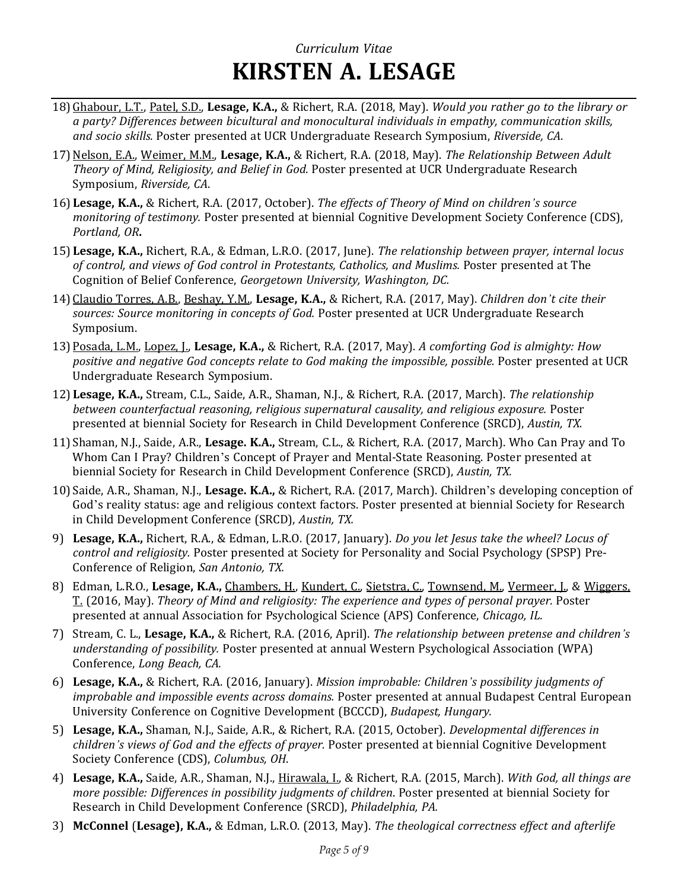18) <u>Ghabour, L.T.</u>, <u>Patel, S.D.</u>, **Lesage, K.A.,** & Richert, R.A. (2018, May). *Would you rather go to the library or a party? Differences between bicultural and monocultural individuals in empathy, communication skills, and socio skills.* Poster presented at UCR Undergraduate Research Symposium, *Riverside, CA*.

17) <u>Nelson, E.A.</u>, <u>Weimer, M.M.</u>, **Lesage, K.A.,** & Richert, R.A. (2018, May). *The Relationship Between Adult Theory of Mind, Religiosity, and Belief in God.* Poster presented at UCR Undergraduate Research Symposium, *Riverside, CA*.

16) **Lesage, K.A.,** & Richert, R.A. (2017, October). *The effects of Theory of Mind on children's source monitoring of testimony.* Poster presented at biennial Cognitive Development Society Conference (CDS), *Portland, OR*.

15) **Lesage, K.A.,** Richert, R.A., & Edman, L.R.O. (2017, June). *The relationship between prayer, internal locus of control, and views of God control in Protestants, Catholics, and Muslims.* Poster presented at The Cognition of Belief Conference, *Georgetown University, Washington, DC.*

14) <u>Claudio Torres, A.B.</u>, <u>Beshay, Y.M.</u>, **Lesage, K.A.,** & Richert, R.A. (2017, May). *Children don't cite their sources: Source monitoring in concepts of God.* Poster presented at UCR Undergraduate Research Symposium.

13) <u>Posada, L.M.</u>, <u>Lopez, J.</u>, **Lesage, K.A.,** & Richert, R.A. (2017, May). *A comforting God is almighty: How positive and negative God concepts relate to God making the impossible, possible.* Poster presented at UCR Undergraduate Research Symposium.

12) **Lesage, K.A.,** Stream, C.L., Saide, A.R., Shaman, N.J., & Richert, R.A. (2017, March). *The relationship between counterfactual reasoning, religious supernatural causality, and religious exposure.* Poster presented at biennial Society for Research in Child Development Conference (SRCD), *Austin, TX.*

11) Shaman, N.J., Saide, A.R., **Lesage. K.A.,** Stream, C.L., & Richert, R.A. (2017, March). Who Can Pray and To Whom Can I Pray? Children's Concept of Prayer and Mental-State Reasoning. Poster presented at biennial Society for Research in Child Development Conference (SRCD), *Austin, TX.*

10) Saide, A.R., Shaman, N.J., **Lesage. K.A.,** & Richert, R.A. (2017, March). Children's developing conception of God's reality status: age and religious context factors. Poster presented at biennial Society for Research in Child Development Conference (SRCD), *Austin, TX.*

9) **Lesage, K.A.,** Richert, R.A., & Edman, L.R.O. (2017, January). *Do you let Jesus take the wheel? Locus of control and religiosity.* Poster presented at Society for Personality and Social Psychology (SPSP) Pre-Conference of Religion, *San Antonio, TX.*

8) Edman, L.R.O., **Lesage, K.A.,** <u>Chambers, H.</u>, <u>Kundert, C.</u>, <u>Sietstra, C.</u>, <u>Townsend, M.</u>, <u>Vermeer, J.</u>, & <u>Wiggers, T.</u> (2016, May). *Theory of Mind and religiosity: The experience and types of personal prayer.* Poster presented at annual Association for Psychological Science (APS) Conference, *Chicago, IL.*

7) Stream, C. L., **Lesage, K.A.,** & Richert, R.A. (2016, April). *The relationship between pretense and children's understanding of possibility.* Poster presented at annual Western Psychological Association (WPA) Conference, *Long Beach, CA.*

6) **Lesage, K.A.,** & Richert, R.A. (2016, January). *Mission improbable: Children's possibility judgments of improbable and impossible events across domains.* Poster presented at annual Budapest Central European University Conference on Cognitive Development (BCCCD), *Budapest, Hungary.*

5) **Lesage, K.A.,** Shaman, N.J., Saide, A.R., & Richert, R.A. (2015, October). *Developmental differences in children's views of God and the effects of prayer.* Poster presented at biennial Cognitive Development Society Conference (CDS), *Columbus, OH*.

4) **Lesage, K.A.,** Saide, A.R., Shaman, N.J., <u>Hirawala, I.</u>, & Richert, R.A. (2015, March). *With God, all things are more possible: Differences in possibility judgments of children*. Poster presented at biennial Society for Research in Child Development Conference (SRCD), *Philadelphia, PA.*

3) **McConnel** (**Lesage), K.A.,** & Edman, L.R.O. (2013, May). *The theological correctness effect and afterlife*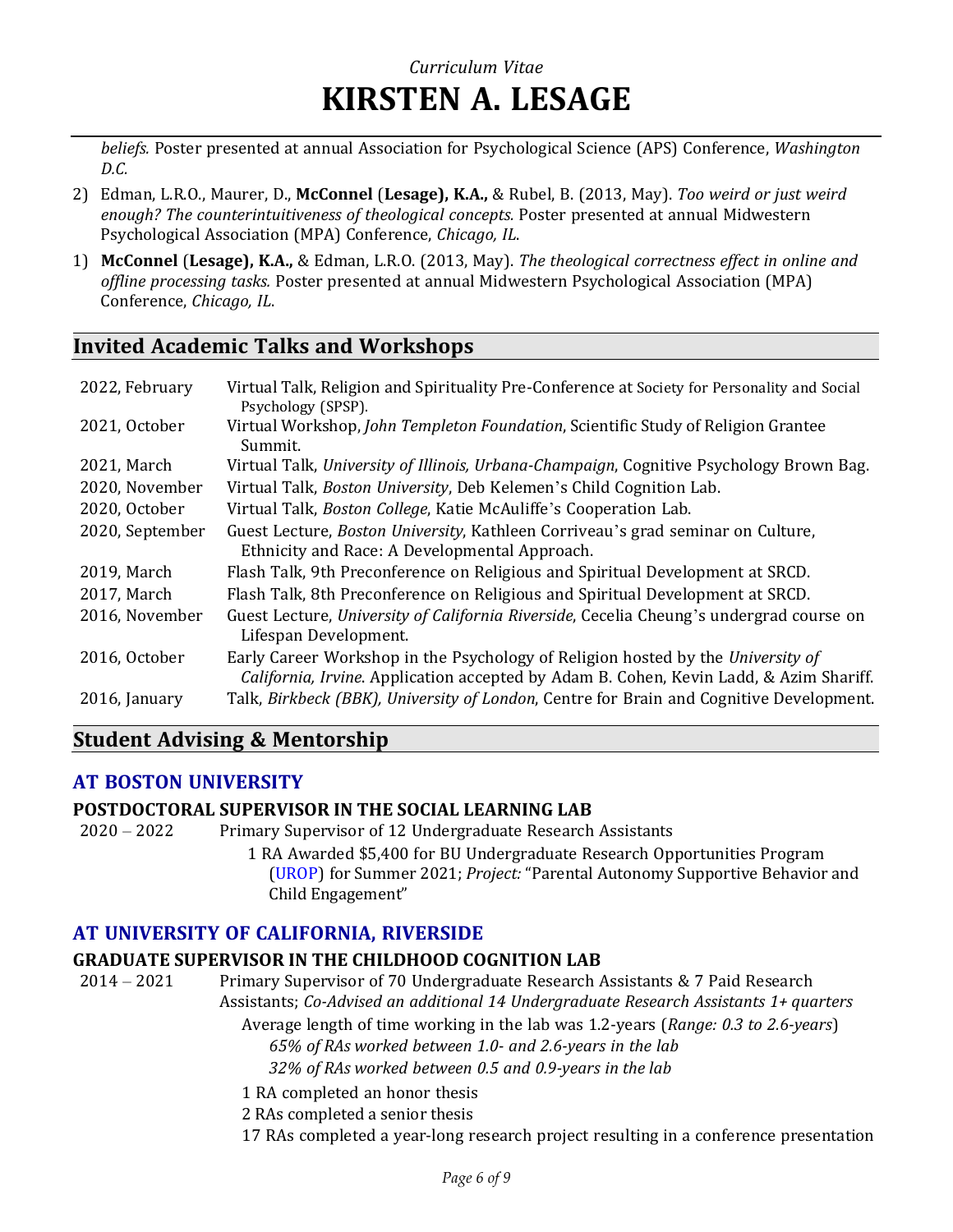*beliefs.* Poster presented at annual Association for Psychological Science (APS) Conference, *Washington D.C.*

2) Edman, L.R.O., Maurer, D., **McConnel** (**Lesage), K.A.,** & Rubel, B. (2013, May). *Too weird or just weird enough? The counterintuitiveness of theological concepts.* Poster presented at annual Midwestern Psychological Association (MPA) Conference, *Chicago, IL*.

1) **McConnel** (**Lesage), K.A.,** & Edman, L.R.O. (2013, May). *The theological correctness effect in online and offline processing tasks.* Poster presented at annual Midwestern Psychological Association (MPA) Conference, *Chicago, IL*.

## Invited Academic Talks and Workshops

| | |
|---|---|
| 2022, February | Virtual Talk, Religion and Spirituality Pre-Conference at Society for Personality and Social Psychology (SPSP). |
| 2021, October | Virtual Workshop, *John Templeton Foundation*, Scientific Study of Religion Grantee Summit. |
| 2021, March | Virtual Talk, *University of Illinois, Urbana-Champaign*, Cognitive Psychology Brown Bag. |
| 2020, November | Virtual Talk, *Boston University*, Deb Kelemen's Child Cognition Lab. |
| 2020, October | Virtual Talk, *Boston College*, Katie McAuliffe's Cooperation Lab. |
| 2020, September | Guest Lecture, *Boston University*, Kathleen Corriveau's grad seminar on Culture, Ethnicity and Race: A Developmental Approach. |
| 2019, March | Flash Talk, 9th Preconference on Religious and Spiritual Development at SRCD. |
| 2017, March | Flash Talk, 8th Preconference on Religious and Spiritual Development at SRCD. |
| 2016, November | Guest Lecture, *University of California Riverside*, Cecelia Cheung's undergrad course on Lifespan Development. |
| 2016, October | Early Career Workshop in the Psychology of Religion hosted by the *University of California, Irvine*. Application accepted by Adam B. Cohen, Kevin Ladd, & Azim Shariff. |
| 2016, January | Talk, *Birkbeck (BBK), University of London*, Centre for Brain and Cognitive Development. |

## Student Advising & Mentorship

### AT BOSTON UNIVERSITY

#### POSTDOCTORAL SUPERVISOR IN THE SOCIAL LEARNING LAB

2020 – 2022 Primary Supervisor of 12 Undergraduate Research Assistants

- 1 RA Awarded $5,400 for BU Undergraduate Research Opportunities Program (UROP) for Summer 2021; *Project:* "Parental Autonomy Supportive Behavior and Child Engagement"

### AT UNIVERSITY OF CALIFORNIA, RIVERSIDE

#### GRADUATE SUPERVISOR IN THE CHILDHOOD COGNITION LAB

2014 – 2021 Primary Supervisor of 70 Undergraduate Research Assistants & 7 Paid Research Assistants; *Co-Advised an additional 14 Undergraduate Research Assistants 1+ quarters*

- Average length of time working in the lab was 1.2-years (*Range: 0.3 to 2.6-years*)
  - *65% of RAs worked between 1.0- and 2.6-years in the lab*
  - *32% of RAs worked between 0.5 and 0.9-years in the lab*
- 1 RA completed an honor thesis
- 2 RAs completed a senior thesis
- 17 RAs completed a year-long research project resulting in a conference presentation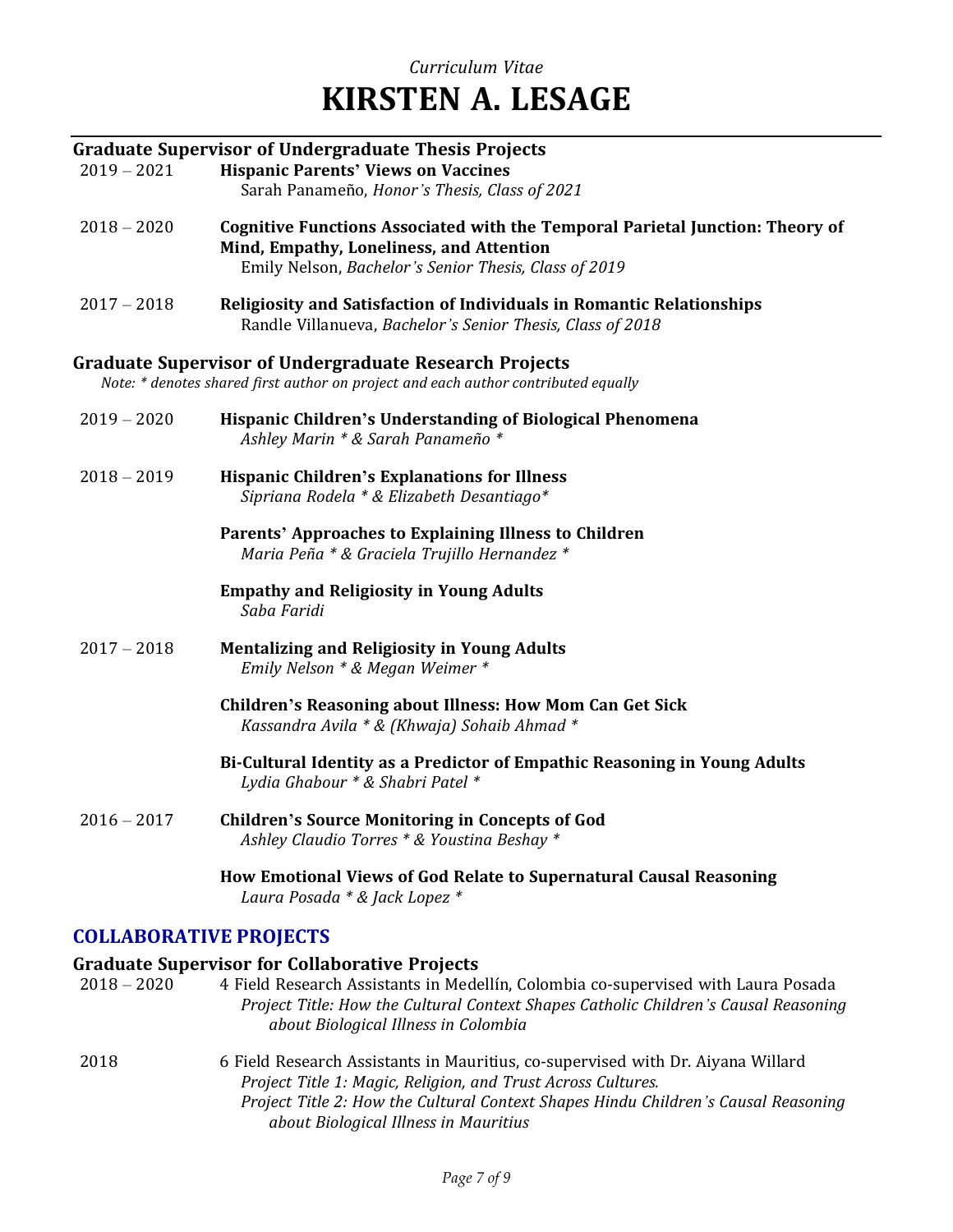### Graduate Supervisor of Undergraduate Thesis Projects

2019 – 2021 **Hispanic Parents' Views on Vaccines**
Sarah Panameño, *Honor's Thesis, Class of 2021*

2018 – 2020 **Cognitive Functions Associated with the Temporal Parietal Junction: Theory of Mind, Empathy, Loneliness, and Attention**
Emily Nelson, *Bachelor's Senior Thesis, Class of 2019*

2017 – 2018 **Religiosity and Satisfaction of Individuals in Romantic Relationships**
Randle Villanueva, *Bachelor's Senior Thesis, Class of 2018*

### Graduate Supervisor of Undergraduate Research Projects

*Note: * denotes shared first author on project and each author contributed equally*

2019 – 2020 **Hispanic Children's Understanding of Biological Phenomena**
*Ashley Marin * & Sarah Panameño **

2018 – 2019 **Hispanic Children's Explanations for Illness**
*Sipriana Rodela * & Elizabeth Desantiago**

**Parents' Approaches to Explaining Illness to Children**
*Maria Peña * & Graciela Trujillo Hernandez **

**Empathy and Religiosity in Young Adults**
*Saba Faridi*

2017 – 2018 **Mentalizing and Religiosity in Young Adults**
*Emily Nelson * & Megan Weimer **

**Children's Reasoning about Illness: How Mom Can Get Sick**
*Kassandra Avila * & (Khwaja) Sohaib Ahmad **

**Bi-Cultural Identity as a Predictor of Empathic Reasoning in Young Adults**
*Lydia Ghabour * & Shabri Patel **

2016 – 2017 **Children's Source Monitoring in Concepts of God**
*Ashley Claudio Torres * & Youstina Beshay **

**How Emotional Views of God Relate to Supernatural Causal Reasoning**
*Laura Posada * & Jack Lopez **

## COLLABORATIVE PROJECTS

### Graduate Supervisor for Collaborative Projects

2018 – 2020 4 Field Research Assistants in Medellín, Colombia co-supervised with Laura Posada
*Project Title: How the Cultural Context Shapes Catholic Children's Causal Reasoning about Biological Illness in Colombia*

2018 6 Field Research Assistants in Mauritius, co-supervised with Dr. Aiyana Willard
*Project Title 1: Magic, Religion, and Trust Across Cultures.*
*Project Title 2: How the Cultural Context Shapes Hindu Children's Causal Reasoning about Biological Illness in Mauritius*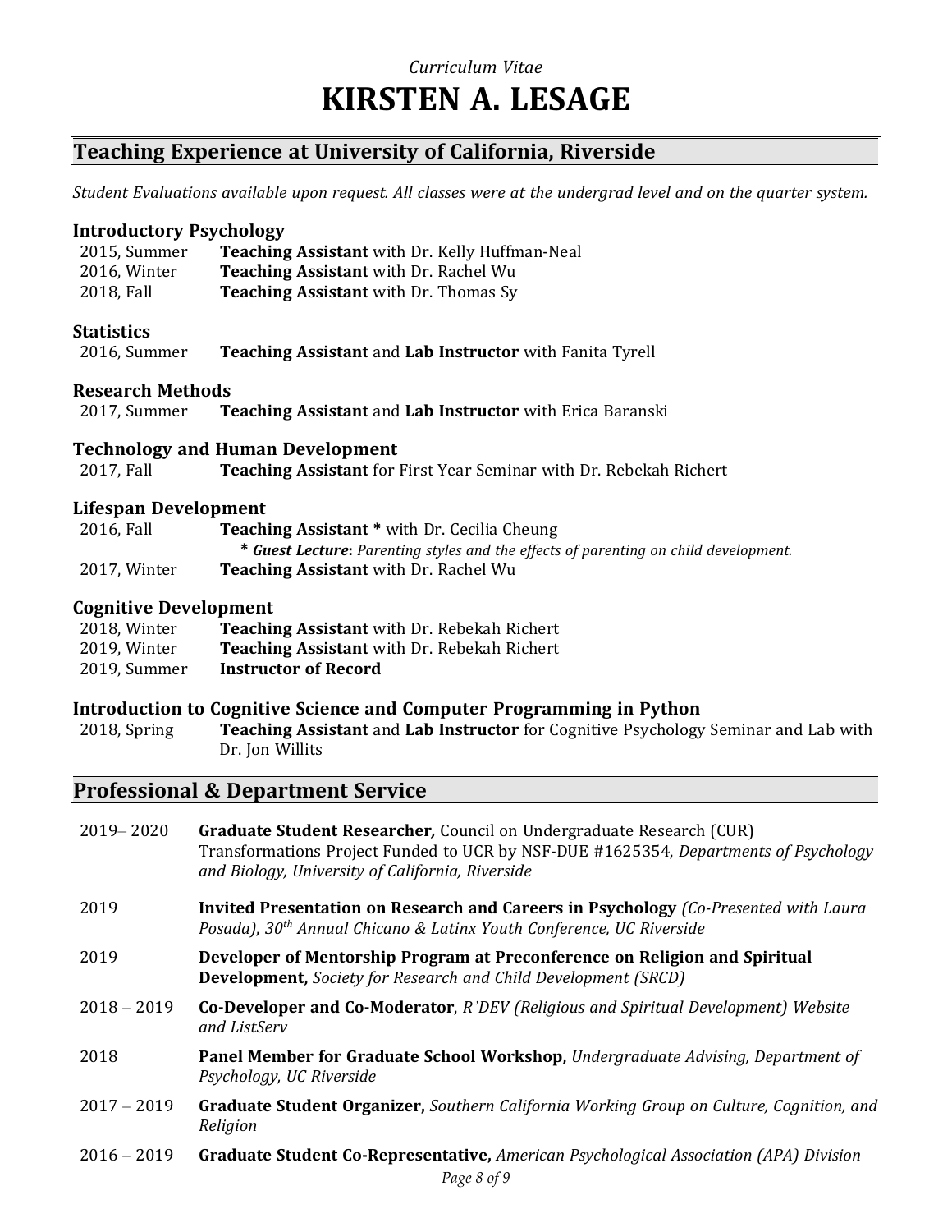## Teaching Experience at University of California, Riverside

*Student Evaluations available upon request. All classes were at the undergrad level and on the quarter system.*

### Introductory Psychology

2015, Summer **Teaching Assistant** with Dr. Kelly Huffman-Neal
2016, Winter **Teaching Assistant** with Dr. Rachel Wu
2018, Fall **Teaching Assistant** with Dr. Thomas Sy

### Statistics

2016, Summer **Teaching Assistant** and **Lab Instructor** with Fanita Tyrell

### Research Methods

2017, Summer **Teaching Assistant** and **Lab Instructor** with Erica Baranski

### Technology and Human Development

2017, Fall **Teaching Assistant** for First Year Seminar with Dr. Rebekah Richert

### Lifespan Development

2016, Fall **Teaching Assistant** * with Dr. Cecilia Cheung
* ***Guest Lecture*: *Parenting styles and the effects of parenting on child development.***
2017, Winter **Teaching Assistant** with Dr. Rachel Wu

### Cognitive Development

2018, Winter **Teaching Assistant** with Dr. Rebekah Richert
2019, Winter **Teaching Assistant** with Dr. Rebekah Richert
2019, Summer **Instructor of Record**

### Introduction to Cognitive Science and Computer Programming in Python

2018, Spring **Teaching Assistant** and **Lab Instructor** for Cognitive Psychology Seminar and Lab with Dr. Jon Willits

## Professional & Department Service

2019– 2020 **Graduate Student Researcher***,* Council on Undergraduate Research (CUR) Transformations Project Funded to UCR by NSF-DUE #1625354, *Departments of Psychology and Biology, University of California, Riverside*

2019 **Invited Presentation on Research and Careers in Psychology** *(Co-Presented with Laura Posada), 30th Annual Chicano & Latinx Youth Conference, UC Riverside*

2019 **Developer of Mentorship Program at Preconference on Religion and Spiritual Development,** *Society for Research and Child Development (SRCD)*

2018 – 2019 **Co-Developer and Co-Moderator**, *R'DEV (Religious and Spiritual Development) Website and ListServ*

2018 **Panel Member for Graduate School Workshop,** *Undergraduate Advising, Department of Psychology, UC Riverside*

2017 – 2019 **Graduate Student Organizer,** *Southern California Working Group on Culture, Cognition, and Religion*

2016 – 2019 **Graduate Student Co-Representative,** *American Psychological Association (APA) Division*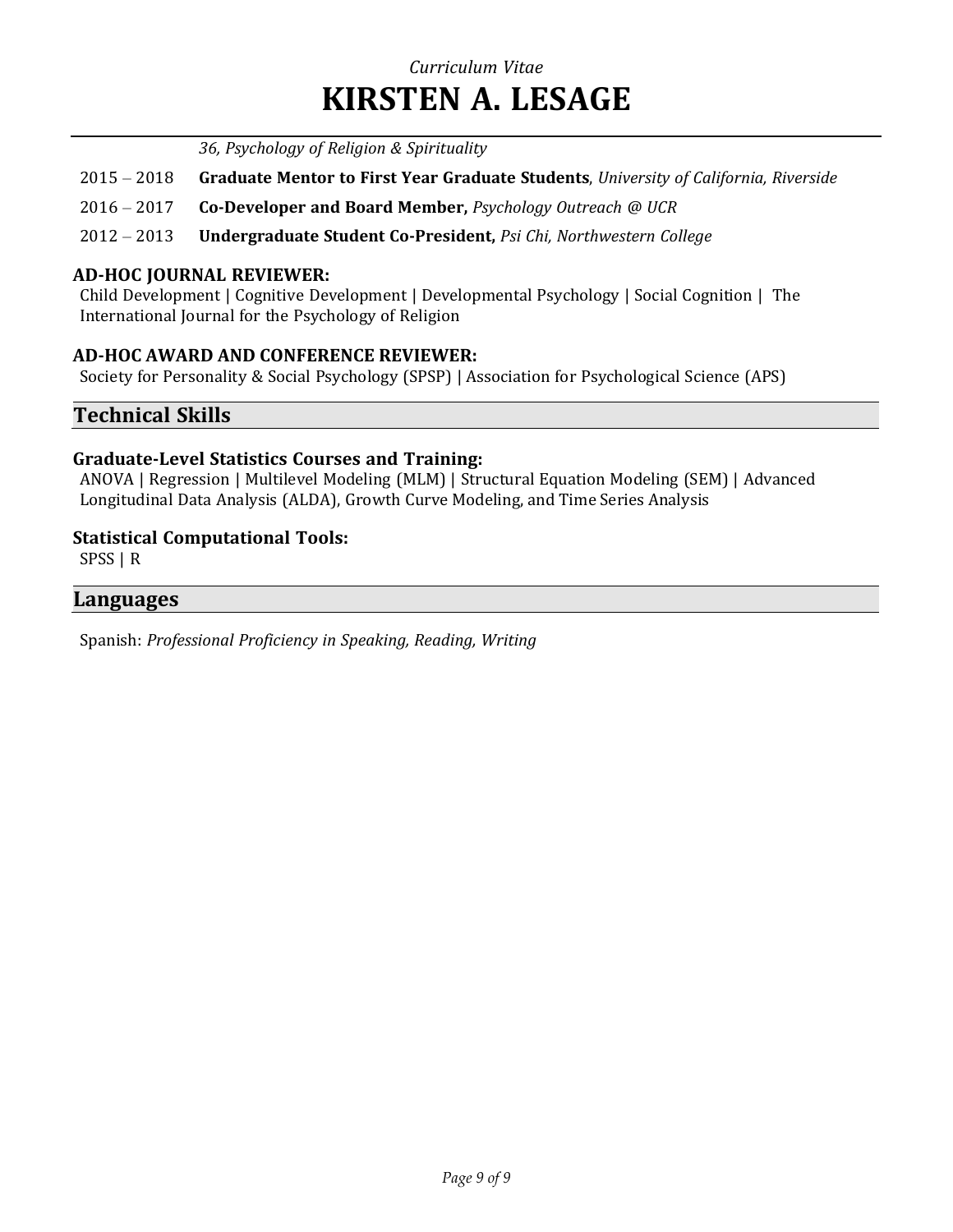*36, Psychology of Religion & Spirituality*

2015 – 2018 **Graduate Mentor to First Year Graduate Students**, *University of California, Riverside*

2016 – 2017 **Co-Developer and Board Member,** *Psychology Outreach @ UCR*

2012 – 2013 **Undergraduate Student Co-President,** *Psi Chi, Northwestern College*

### AD-HOC JOURNAL REVIEWER:

Child Development | Cognitive Development | Developmental Psychology | Social Cognition | The International Journal for the Psychology of Religion

### AD-HOC AWARD AND CONFERENCE REVIEWER:

Society for Personality & Social Psychology (SPSP) | Association for Psychological Science (APS)

## Technical Skills

### Graduate-Level Statistics Courses and Training:

ANOVA | Regression | Multilevel Modeling (MLM) | Structural Equation Modeling (SEM) | Advanced Longitudinal Data Analysis (ALDA), Growth Curve Modeling, and Time Series Analysis

### Statistical Computational Tools:

SPSS | R

## Languages

Spanish: *Professional Proficiency in Speaking, Reading, Writing*